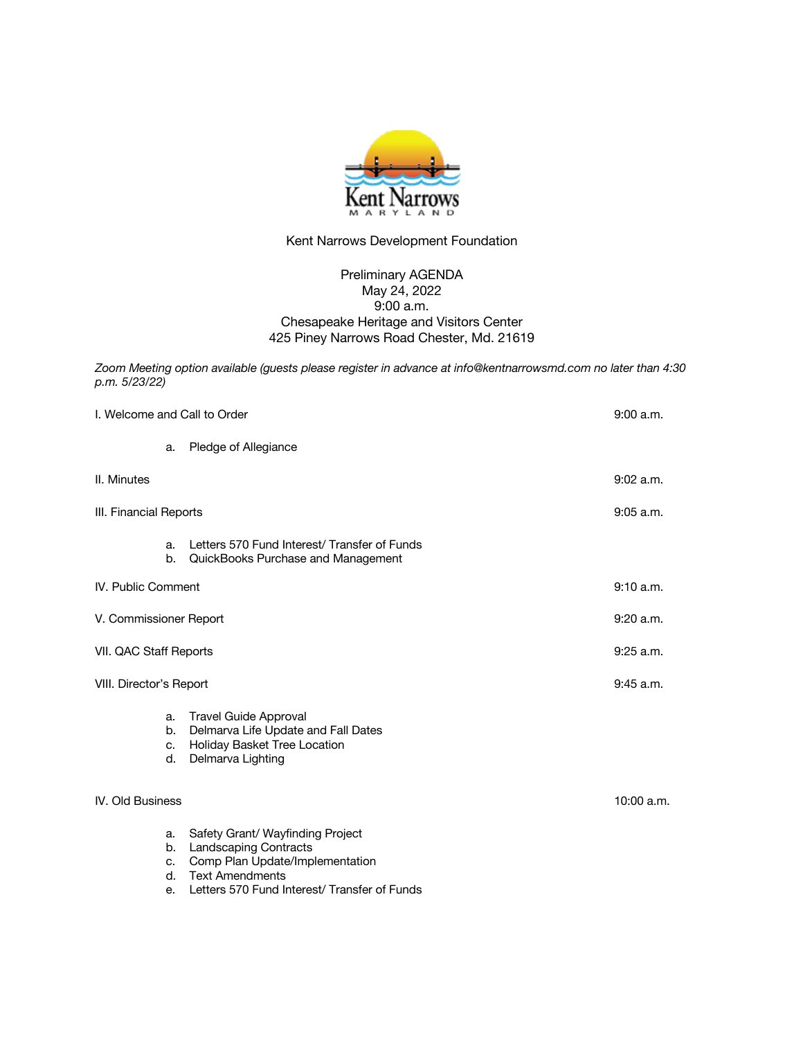Kent Narrows
MARYLAND

Kent Narrows Development Foundation

Preliminary AGENDA
May 24, 2022
9:00 a.m.
Chesapeake Heritage and Visitors Center
425 Piney Narrows Road Chester, Md. 21619

*Zoom Meeting option available (guests please register in advance at info@kentnarrowsmd.com no later than 4:30 p.m. 5/23/22)*

I. Welcome and Call to Order — 9:00 a.m.

a. Pledge of Allegiance

II. Minutes — 9:02 a.m.

III. Financial Reports — 9:05 a.m.

a. Letters 570 Fund Interest/ Transfer of Funds
b. QuickBooks Purchase and Management

IV. Public Comment — 9:10 a.m.

V. Commissioner Report — 9:20 a.m.

VII. QAC Staff Reports — 9:25 a.m.

VIII. Director's Report — 9:45 a.m.

a. Travel Guide Approval
b. Delmarva Life Update and Fall Dates
c. Holiday Basket Tree Location
d. Delmarva Lighting

IV. Old Business — 10:00 a.m.

a. Safety Grant/ Wayfinding Project
b. Landscaping Contracts
c. Comp Plan Update/Implementation
d. Text Amendments
e. Letters 570 Fund Interest/ Transfer of Funds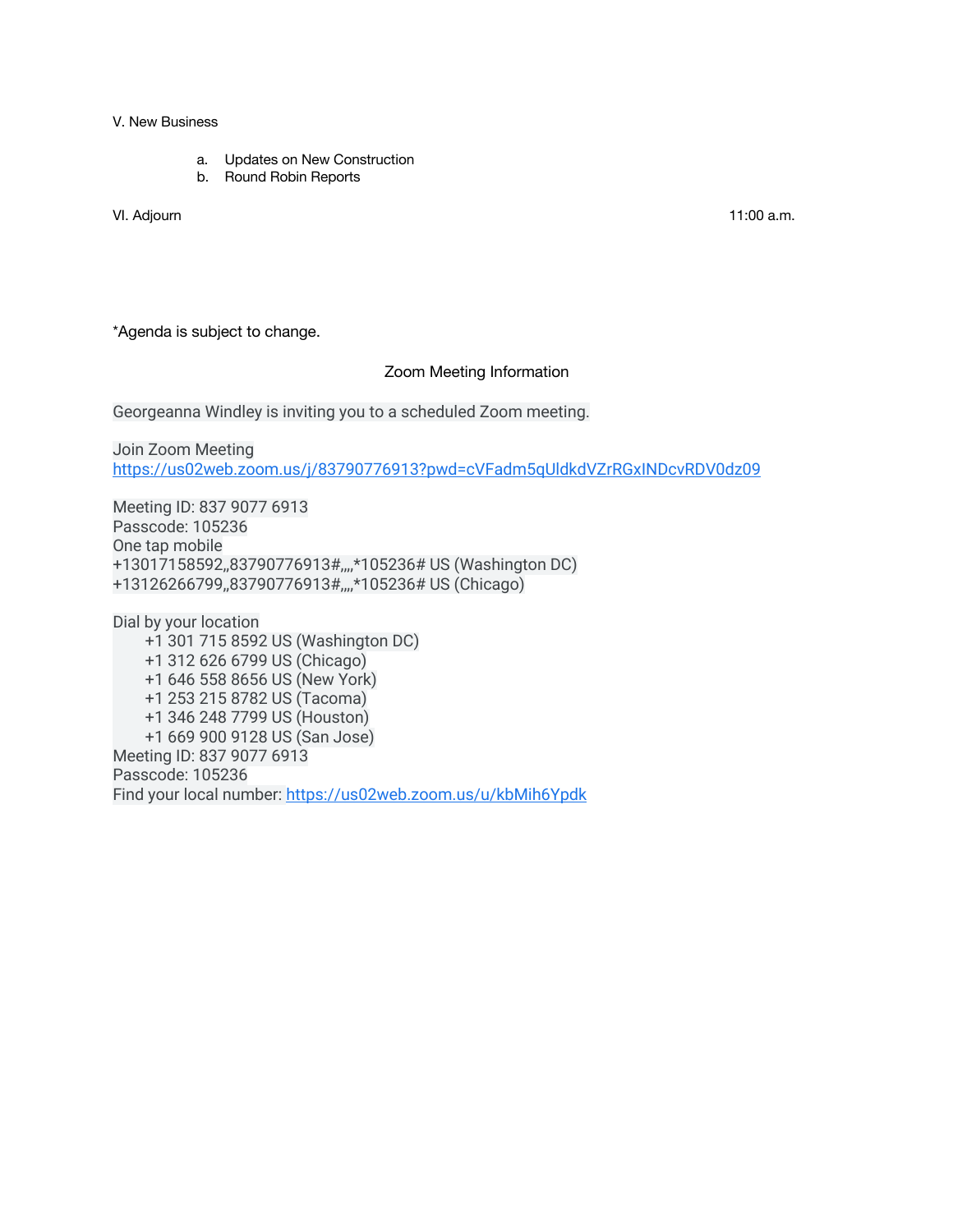V. New Business

a. Updates on New Construction
b. Round Robin Reports

VI. Adjourn 11:00 a.m.

*Agenda is subject to change.

Zoom Meeting Information

Georgeanna Windley is inviting you to a scheduled Zoom meeting.

Join Zoom Meeting
https://us02web.zoom.us/j/83790776913?pwd=cVFadm5qUldkdVZrRGxINDcvRDV0dz09

Meeting ID: 837 9077 6913
Passcode: 105236
One tap mobile
+13017158592,,83790776913#,,,,*105236# US (Washington DC)
+13126266799,,83790776913#,,,,*105236# US (Chicago)

Dial by your location
+1 301 715 8592 US (Washington DC)
+1 312 626 6799 US (Chicago)
+1 646 558 8656 US (New York)
+1 253 215 8782 US (Tacoma)
+1 346 248 7799 US (Houston)
+1 669 900 9128 US (San Jose)
Meeting ID: 837 9077 6913
Passcode: 105236
Find your local number: https://us02web.zoom.us/u/kbMih6Ypdk